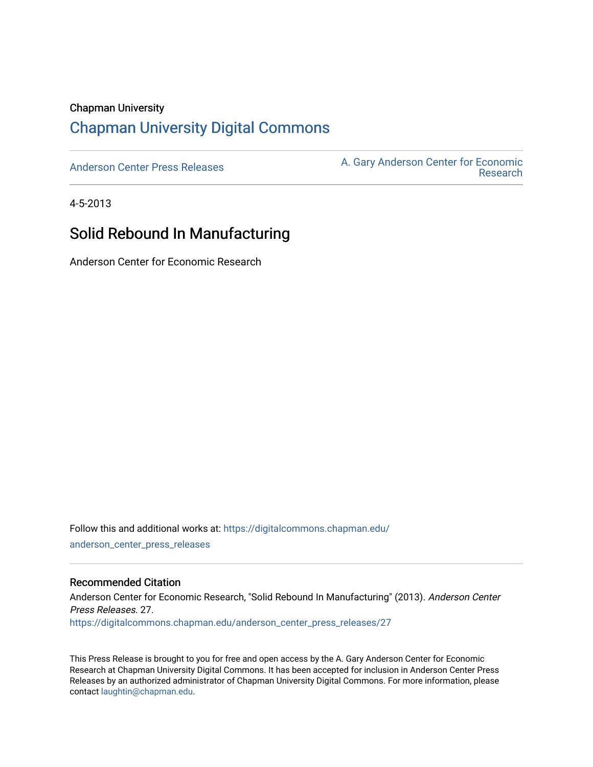Chapman University

## Chapman University Digital Commons

Anderson Center Press Releases | A. Gary Anderson Center for Economic Research

4-5-2013

# Solid Rebound In Manufacturing

Anderson Center for Economic Research

Follow this and additional works at: https://digitalcommons.chapman.edu/anderson_center_press_releases

### Recommended Citation

Anderson Center for Economic Research, "Solid Rebound In Manufacturing" (2013). *Anderson Center Press Releases*. 27.
https://digitalcommons.chapman.edu/anderson_center_press_releases/27

This Press Release is brought to you for free and open access by the A. Gary Anderson Center for Economic Research at Chapman University Digital Commons. It has been accepted for inclusion in Anderson Center Press Releases by an authorized administrator of Chapman University Digital Commons. For more information, please contact laughtin@chapman.edu.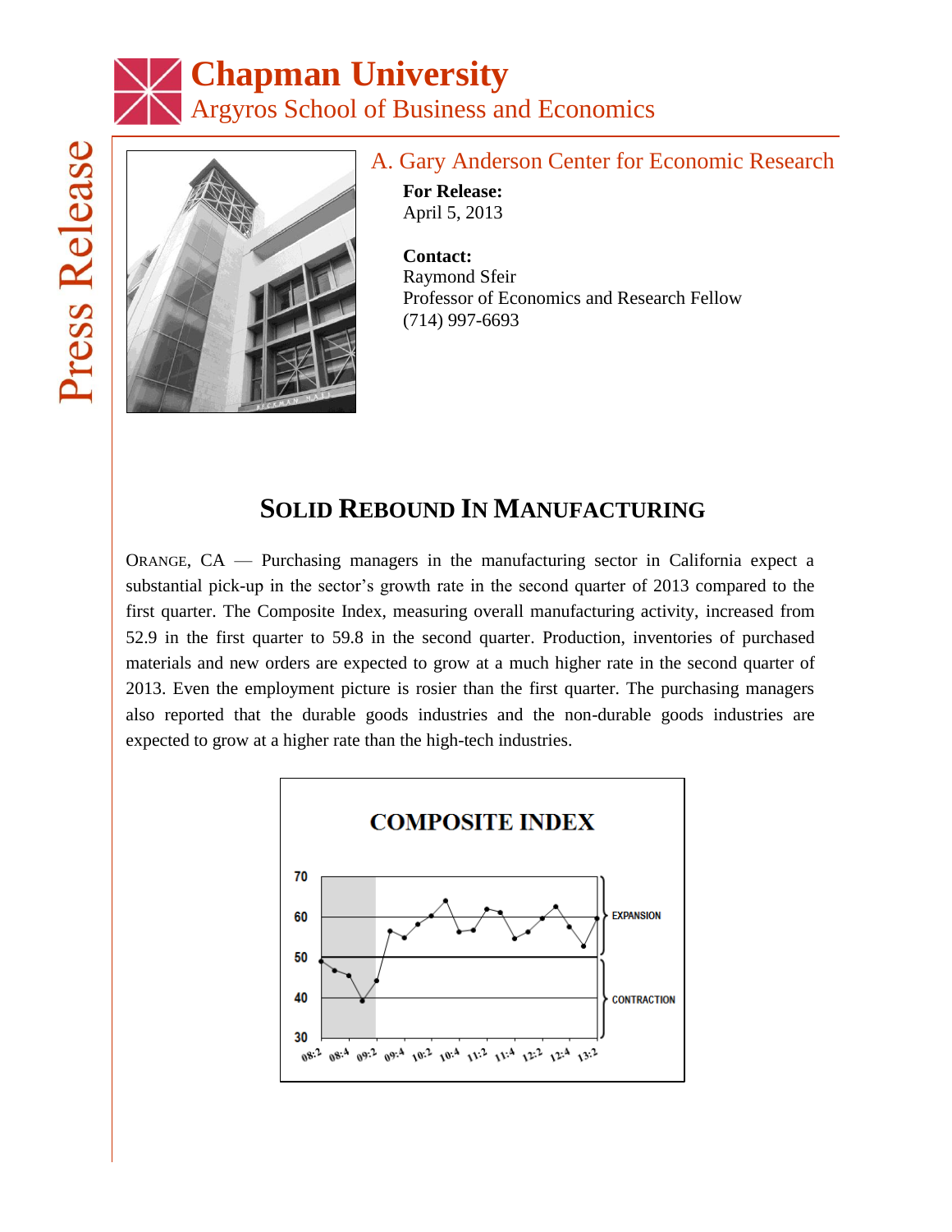# Chapman University
## Argyros School of Business and Economics

Press Release

A. Gary Anderson Center for Economic Research

**For Release:**
April 5, 2013

**Contact:**
Raymond Sfeir
Professor of Economics and Research Fellow
(714) 997-6693

## SOLID REBOUND IN MANUFACTURING

ORANGE, CA — Purchasing managers in the manufacturing sector in California expect a substantial pick-up in the sector's growth rate in the second quarter of 2013 compared to the first quarter. The Composite Index, measuring overall manufacturing activity, increased from 52.9 in the first quarter to 59.8 in the second quarter. Production, inventories of purchased materials and new orders are expected to grow at a much higher rate in the second quarter of 2013. Even the employment picture is rosier than the first quarter. The purchasing managers also reported that the durable goods industries and the non-durable goods industries are expected to grow at a higher rate than the high-tech industries.

**COMPOSITE INDEX**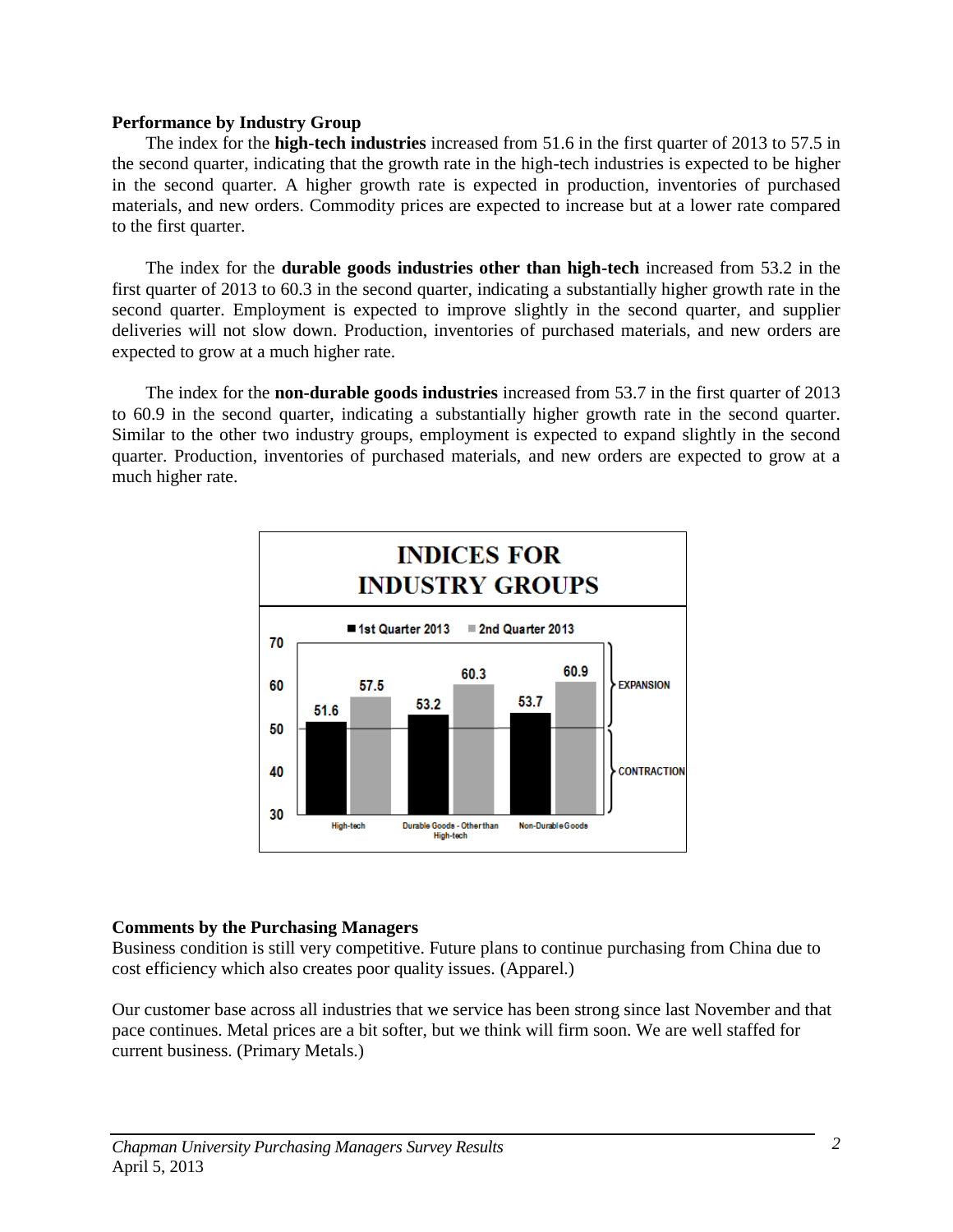**Performance by Industry Group**

The index for the **high-tech industries** increased from 51.6 in the first quarter of 2013 to 57.5 in the second quarter, indicating that the growth rate in the high-tech industries is expected to be higher in the second quarter. A higher growth rate is expected in production, inventories of purchased materials, and new orders. Commodity prices are expected to increase but at a lower rate compared to the first quarter.

The index for the **durable goods industries other than high-tech** increased from 53.2 in the first quarter of 2013 to 60.3 in the second quarter, indicating a substantially higher growth rate in the second quarter. Employment is expected to improve slightly in the second quarter, and supplier deliveries will not slow down. Production, inventories of purchased materials, and new orders are expected to grow at a much higher rate.

The index for the **non-durable goods industries** increased from 53.7 in the first quarter of 2013 to 60.9 in the second quarter, indicating a substantially higher growth rate in the second quarter. Similar to the other two industry groups, employment is expected to expand slightly in the second quarter. Production, inventories of purchased materials, and new orders are expected to grow at a much higher rate.

**INDICES FOR INDUSTRY GROUPS**

| | 1st Quarter 2013 | 2nd Quarter 2013 |
|---|---|---|
| High-tech | 51.6 | 57.5 |
| Durable Goods - Other than High-tech | 53.2 | 60.3 |
| Non-Durable Goods | 53.7 | 60.9 |

(Above 50: EXPANSION; below 50: CONTRACTION)

**Comments by the Purchasing Managers**

Business condition is still very competitive. Future plans to continue purchasing from China due to cost efficiency which also creates poor quality issues. (Apparel.)

Our customer base across all industries that we service has been strong since last November and that pace continues. Metal prices are a bit softer, but we think will firm soon. We are well staffed for current business. (Primary Metals.)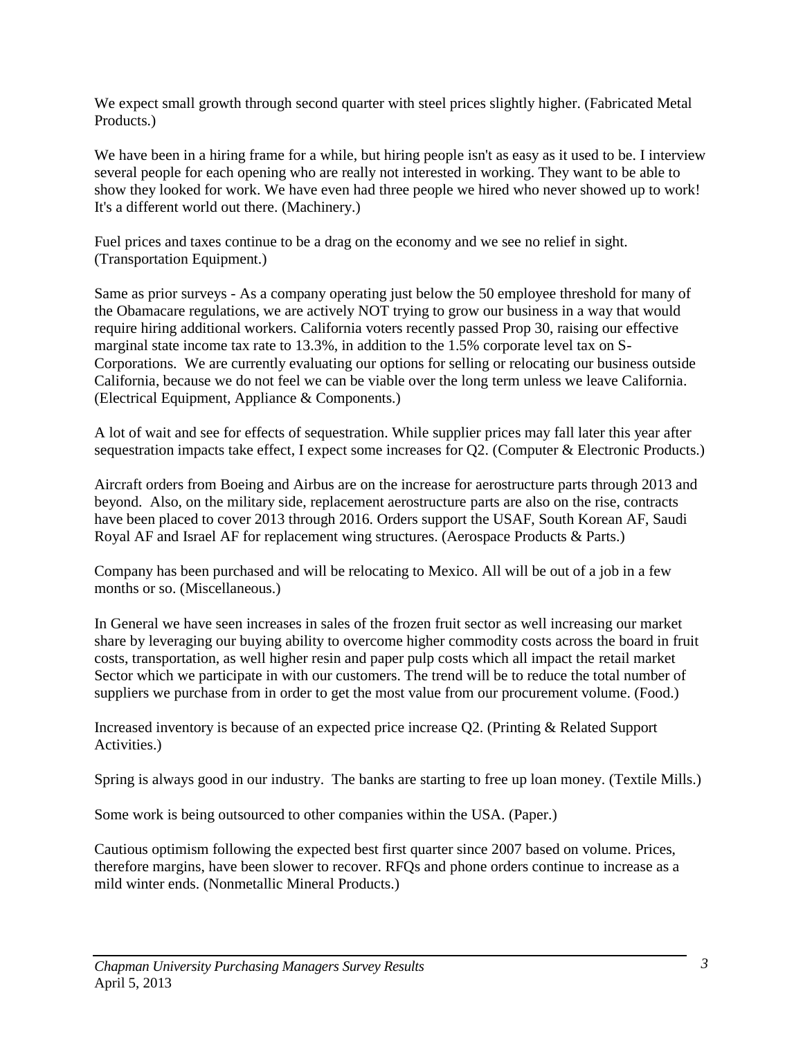We expect small growth through second quarter with steel prices slightly higher. (Fabricated Metal Products.)

We have been in a hiring frame for a while, but hiring people isn't as easy as it used to be. I interview several people for each opening who are really not interested in working. They want to be able to show they looked for work. We have even had three people we hired who never showed up to work! It's a different world out there. (Machinery.)

Fuel prices and taxes continue to be a drag on the economy and we see no relief in sight. (Transportation Equipment.)

Same as prior surveys - As a company operating just below the 50 employee threshold for many of the Obamacare regulations, we are actively NOT trying to grow our business in a way that would require hiring additional workers. California voters recently passed Prop 30, raising our effective marginal state income tax rate to 13.3%, in addition to the 1.5% corporate level tax on S-Corporations. We are currently evaluating our options for selling or relocating our business outside California, because we do not feel we can be viable over the long term unless we leave California. (Electrical Equipment, Appliance & Components.)

A lot of wait and see for effects of sequestration. While supplier prices may fall later this year after sequestration impacts take effect, I expect some increases for Q2. (Computer & Electronic Products.)

Aircraft orders from Boeing and Airbus are on the increase for aerostructure parts through 2013 and beyond. Also, on the military side, replacement aerostructure parts are also on the rise, contracts have been placed to cover 2013 through 2016. Orders support the USAF, South Korean AF, Saudi Royal AF and Israel AF for replacement wing structures. (Aerospace Products & Parts.)

Company has been purchased and will be relocating to Mexico. All will be out of a job in a few months or so. (Miscellaneous.)

In General we have seen increases in sales of the frozen fruit sector as well increasing our market share by leveraging our buying ability to overcome higher commodity costs across the board in fruit costs, transportation, as well higher resin and paper pulp costs which all impact the retail market Sector which we participate in with our customers. The trend will be to reduce the total number of suppliers we purchase from in order to get the most value from our procurement volume. (Food.)

Increased inventory is because of an expected price increase Q2. (Printing & Related Support Activities.)

Spring is always good in our industry. The banks are starting to free up loan money. (Textile Mills.)

Some work is being outsourced to other companies within the USA. (Paper.)

Cautious optimism following the expected best first quarter since 2007 based on volume. Prices, therefore margins, have been slower to recover. RFQs and phone orders continue to increase as a mild winter ends. (Nonmetallic Mineral Products.)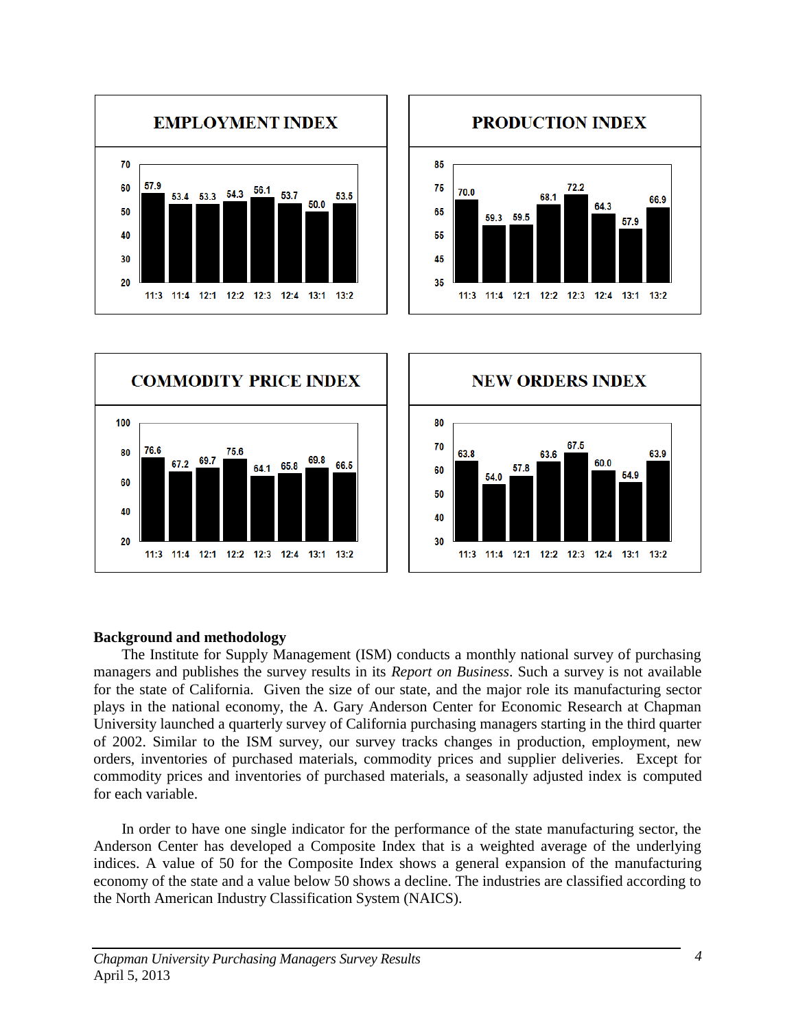**EMPLOYMENT INDEX**

| 11:3 | 11:4 | 12:1 | 12:2 | 12:3 | 12:4 | 13:1 | 13:2 |
|---|---|---|---|---|---|---|---|
| 57.9 | 53.4 | 53.3 | 54.3 | 56.1 | 53.7 | 50.0 | 53.5 |

**PRODUCTION INDEX**

| 11:3 | 11:4 | 12:1 | 12:2 | 12:3 | 12:4 | 13:1 | 13:2 |
|---|---|---|---|---|---|---|---|
| 70.0 | 59.3 | 59.5 | 68.1 | 72.2 | 64.3 | 57.9 | 66.9 |

**COMMODITY PRICE INDEX**

| 11:3 | 11:4 | 12:1 | 12:2 | 12:3 | 12:4 | 13:1 | 13:2 |
|---|---|---|---|---|---|---|---|
| 76.6 | 67.2 | 69.7 | 75.6 | 64.1 | 65.8 | 69.8 | 66.5 |

**NEW ORDERS INDEX**

| 11:3 | 11:4 | 12:1 | 12:2 | 12:3 | 12:4 | 13:1 | 13:2 |
|---|---|---|---|---|---|---|---|
| 63.8 | 54.0 | 57.8 | 63.6 | 67.5 | 60.0 | 54.9 | 63.9 |

**Background and methodology**

The Institute for Supply Management (ISM) conducts a monthly national survey of purchasing managers and publishes the survey results in its *Report on Business*. Such a survey is not available for the state of California. Given the size of our state, and the major role its manufacturing sector plays in the national economy, the A. Gary Anderson Center for Economic Research at Chapman University launched a quarterly survey of California purchasing managers starting in the third quarter of 2002. Similar to the ISM survey, our survey tracks changes in production, employment, new orders, inventories of purchased materials, commodity prices and supplier deliveries. Except for commodity prices and inventories of purchased materials, a seasonally adjusted index is computed for each variable.

In order to have one single indicator for the performance of the state manufacturing sector, the Anderson Center has developed a Composite Index that is a weighted average of the underlying indices. A value of 50 for the Composite Index shows a general expansion of the manufacturing economy of the state and a value below 50 shows a decline. The industries are classified according to the North American Industry Classification System (NAICS).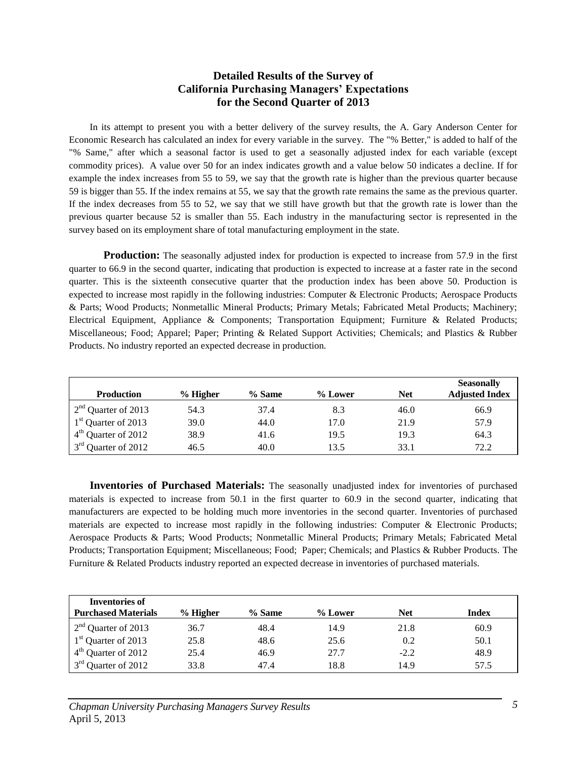## Detailed Results of the Survey of California Purchasing Managers' Expectations for the Second Quarter of 2013

In its attempt to present you with a better delivery of the survey results, the A. Gary Anderson Center for Economic Research has calculated an index for every variable in the survey. The "% Better," is added to half of the "% Same," after which a seasonal factor is used to get a seasonally adjusted index for each variable (except commodity prices). A value over 50 for an index indicates growth and a value below 50 indicates a decline. If for example the index increases from 55 to 59, we say that the growth rate is higher than the previous quarter because 59 is bigger than 55. If the index remains at 55, we say that the growth rate remains the same as the previous quarter. If the index decreases from 55 to 52, we say that we still have growth but that the growth rate is lower than the previous quarter because 52 is smaller than 55. Each industry in the manufacturing sector is represented in the survey based on its employment share of total manufacturing employment in the state.

**Production:** The seasonally adjusted index for production is expected to increase from 57.9 in the first quarter to 66.9 in the second quarter, indicating that production is expected to increase at a faster rate in the second quarter. This is the sixteenth consecutive quarter that the production index has been above 50. Production is expected to increase most rapidly in the following industries: Computer & Electronic Products; Aerospace Products & Parts; Wood Products; Nonmetallic Mineral Products; Primary Metals; Fabricated Metal Products; Machinery; Electrical Equipment, Appliance & Components; Transportation Equipment; Furniture & Related Products; Miscellaneous; Food; Apparel; Paper; Printing & Related Support Activities; Chemicals; and Plastics & Rubber Products. No industry reported an expected decrease in production.

| Production | % Higher | % Same | % Lower | Net | Seasonally Adjusted Index |
|---|---|---|---|---|---|
| 2nd Quarter of 2013 | 54.3 | 37.4 | 8.3 | 46.0 | 66.9 |
| 1st Quarter of 2013 | 39.0 | 44.0 | 17.0 | 21.9 | 57.9 |
| 4th Quarter of 2012 | 38.9 | 41.6 | 19.5 | 19.3 | 64.3 |
| 3rd Quarter of 2012 | 46.5 | 40.0 | 13.5 | 33.1 | 72.2 |

**Inventories of Purchased Materials:** The seasonally unadjusted index for inventories of purchased materials is expected to increase from 50.1 in the first quarter to 60.9 in the second quarter, indicating that manufacturers are expected to be holding much more inventories in the second quarter. Inventories of purchased materials are expected to increase most rapidly in the following industries: Computer & Electronic Products; Aerospace Products & Parts; Wood Products; Nonmetallic Mineral Products; Primary Metals; Fabricated Metal Products; Transportation Equipment; Miscellaneous; Food; Paper; Chemicals; and Plastics & Rubber Products. The Furniture & Related Products industry reported an expected decrease in inventories of purchased materials.

| Inventories of Purchased Materials | % Higher | % Same | % Lower | Net | Index |
|---|---|---|---|---|---|
| 2nd Quarter of 2013 | 36.7 | 48.4 | 14.9 | 21.8 | 60.9 |
| 1st Quarter of 2013 | 25.8 | 48.6 | 25.6 | 0.2 | 50.1 |
| 4th Quarter of 2012 | 25.4 | 46.9 | 27.7 | -2.2 | 48.9 |
| 3rd Quarter of 2012 | 33.8 | 47.4 | 18.8 | 14.9 | 57.5 |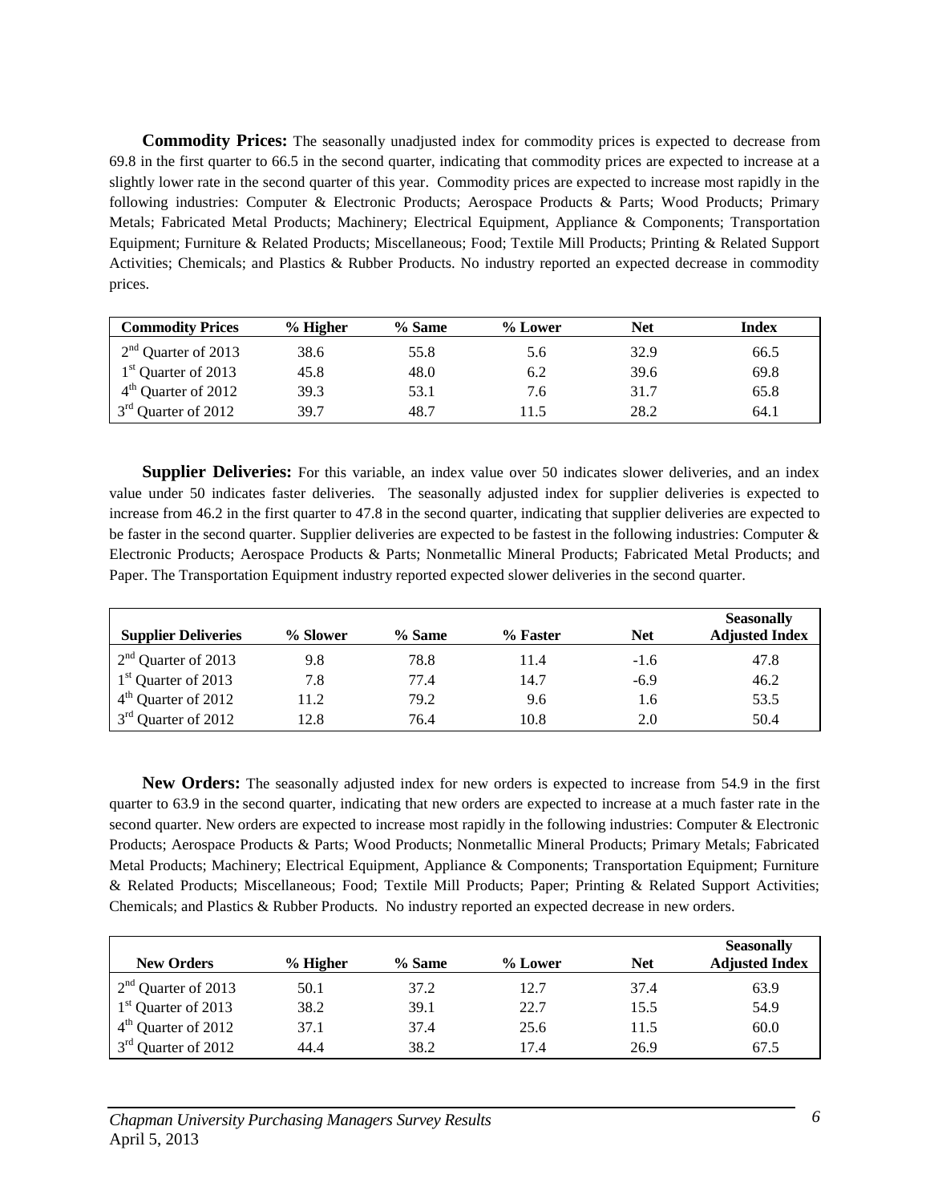**Commodity Prices:** The seasonally unadjusted index for commodity prices is expected to decrease from 69.8 in the first quarter to 66.5 in the second quarter, indicating that commodity prices are expected to increase at a slightly lower rate in the second quarter of this year. Commodity prices are expected to increase most rapidly in the following industries: Computer & Electronic Products; Aerospace Products & Parts; Wood Products; Primary Metals; Fabricated Metal Products; Machinery; Electrical Equipment, Appliance & Components; Transportation Equipment; Furniture & Related Products; Miscellaneous; Food; Textile Mill Products; Printing & Related Support Activities; Chemicals; and Plastics & Rubber Products. No industry reported an expected decrease in commodity prices.

| Commodity Prices | % Higher | % Same | % Lower | Net | Index |
|---|---|---|---|---|---|
| 2nd Quarter of 2013 | 38.6 | 55.8 | 5.6 | 32.9 | 66.5 |
| 1st Quarter of 2013 | 45.8 | 48.0 | 6.2 | 39.6 | 69.8 |
| 4th Quarter of 2012 | 39.3 | 53.1 | 7.6 | 31.7 | 65.8 |
| 3rd Quarter of 2012 | 39.7 | 48.7 | 11.5 | 28.2 | 64.1 |

**Supplier Deliveries:** For this variable, an index value over 50 indicates slower deliveries, and an index value under 50 indicates faster deliveries. The seasonally adjusted index for supplier deliveries is expected to increase from 46.2 in the first quarter to 47.8 in the second quarter, indicating that supplier deliveries are expected to be faster in the second quarter. Supplier deliveries are expected to be fastest in the following industries: Computer & Electronic Products; Aerospace Products & Parts; Nonmetallic Mineral Products; Fabricated Metal Products; and Paper. The Transportation Equipment industry reported expected slower deliveries in the second quarter.

| Supplier Deliveries | % Slower | % Same | % Faster | Net | Seasonally Adjusted Index |
|---|---|---|---|---|---|
| 2nd Quarter of 2013 | 9.8 | 78.8 | 11.4 | -1.6 | 47.8 |
| 1st Quarter of 2013 | 7.8 | 77.4 | 14.7 | -6.9 | 46.2 |
| 4th Quarter of 2012 | 11.2 | 79.2 | 9.6 | 1.6 | 53.5 |
| 3rd Quarter of 2012 | 12.8 | 76.4 | 10.8 | 2.0 | 50.4 |

**New Orders:** The seasonally adjusted index for new orders is expected to increase from 54.9 in the first quarter to 63.9 in the second quarter, indicating that new orders are expected to increase at a much faster rate in the second quarter. New orders are expected to increase most rapidly in the following industries: Computer & Electronic Products; Aerospace Products & Parts; Wood Products; Nonmetallic Mineral Products; Primary Metals; Fabricated Metal Products; Machinery; Electrical Equipment, Appliance & Components; Transportation Equipment; Furniture & Related Products; Miscellaneous; Food; Textile Mill Products; Paper; Printing & Related Support Activities; Chemicals; and Plastics & Rubber Products. No industry reported an expected decrease in new orders.

| New Orders | % Higher | % Same | % Lower | Net | Seasonally Adjusted Index |
|---|---|---|---|---|---|
| 2nd Quarter of 2013 | 50.1 | 37.2 | 12.7 | 37.4 | 63.9 |
| 1st Quarter of 2013 | 38.2 | 39.1 | 22.7 | 15.5 | 54.9 |
| 4th Quarter of 2012 | 37.1 | 37.4 | 25.6 | 11.5 | 60.0 |
| 3rd Quarter of 2012 | 44.4 | 38.2 | 17.4 | 26.9 | 67.5 |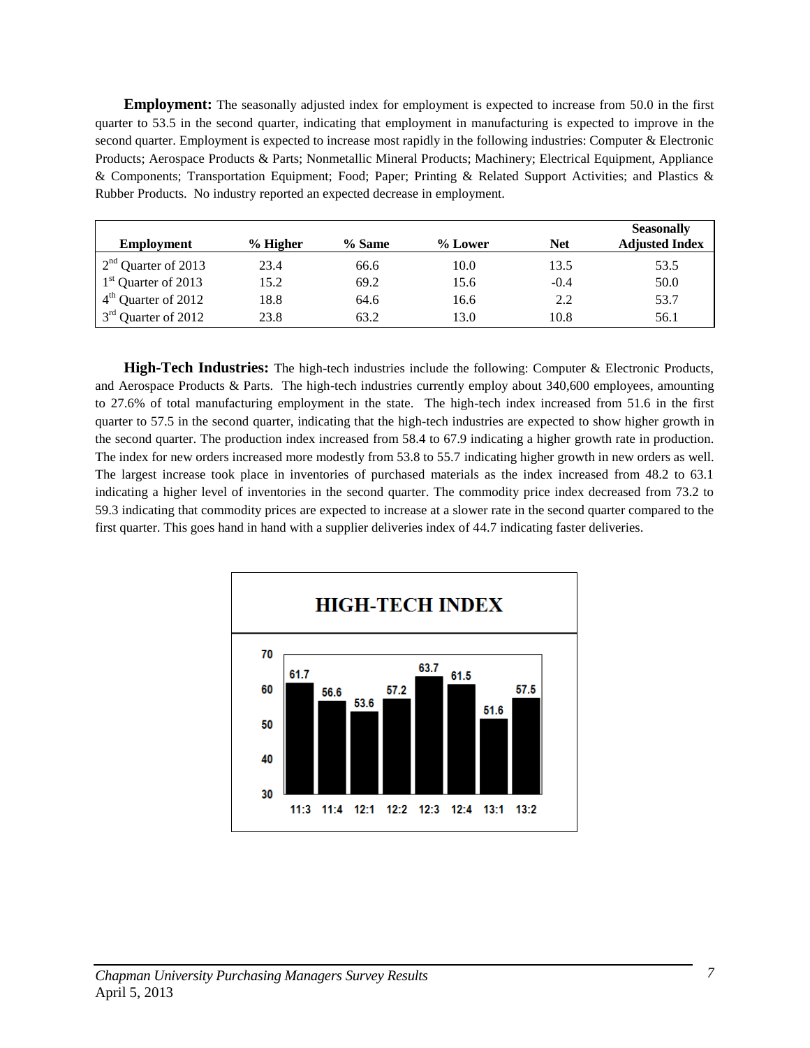**Employment:** The seasonally adjusted index for employment is expected to increase from 50.0 in the first quarter to 53.5 in the second quarter, indicating that employment in manufacturing is expected to improve in the second quarter. Employment is expected to increase most rapidly in the following industries: Computer & Electronic Products; Aerospace Products & Parts; Nonmetallic Mineral Products; Machinery; Electrical Equipment, Appliance & Components; Transportation Equipment; Food; Paper; Printing & Related Support Activities; and Plastics & Rubber Products. No industry reported an expected decrease in employment.

| Employment | % Higher | % Same | % Lower | Net | Seasonally Adjusted Index |
|---|---|---|---|---|---|
| 2nd Quarter of 2013 | 23.4 | 66.6 | 10.0 | 13.5 | 53.5 |
| 1st Quarter of 2013 | 15.2 | 69.2 | 15.6 | -0.4 | 50.0 |
| 4th Quarter of 2012 | 18.8 | 64.6 | 16.6 | 2.2 | 53.7 |
| 3rd Quarter of 2012 | 23.8 | 63.2 | 13.0 | 10.8 | 56.1 |

**High-Tech Industries:** The high-tech industries include the following: Computer & Electronic Products, and Aerospace Products & Parts. The high-tech industries currently employ about 340,600 employees, amounting to 27.6% of total manufacturing employment in the state. The high-tech index increased from 51.6 in the first quarter to 57.5 in the second quarter, indicating that the high-tech industries are expected to show higher growth in the second quarter. The production index increased from 58.4 to 67.9 indicating a higher growth rate in production. The index for new orders increased more modestly from 53.8 to 55.7 indicating higher growth in new orders as well. The largest increase took place in inventories of purchased materials as the index increased from 48.2 to 63.1 indicating a higher level of inventories in the second quarter. The commodity price index decreased from 73.2 to 59.3 indicating that commodity prices are expected to increase at a slower rate in the second quarter compared to the first quarter. This goes hand in hand with a supplier deliveries index of 44.7 indicating faster deliveries.

**HIGH-TECH INDEX**

| 11:3 | 11:4 | 12:1 | 12:2 | 12:3 | 12:4 | 13:1 | 13:2 |
|---|---|---|---|---|---|---|---|
| 61.7 | 56.6 | 53.6 | 57.2 | 63.7 | 61.5 | 51.6 | 57.5 |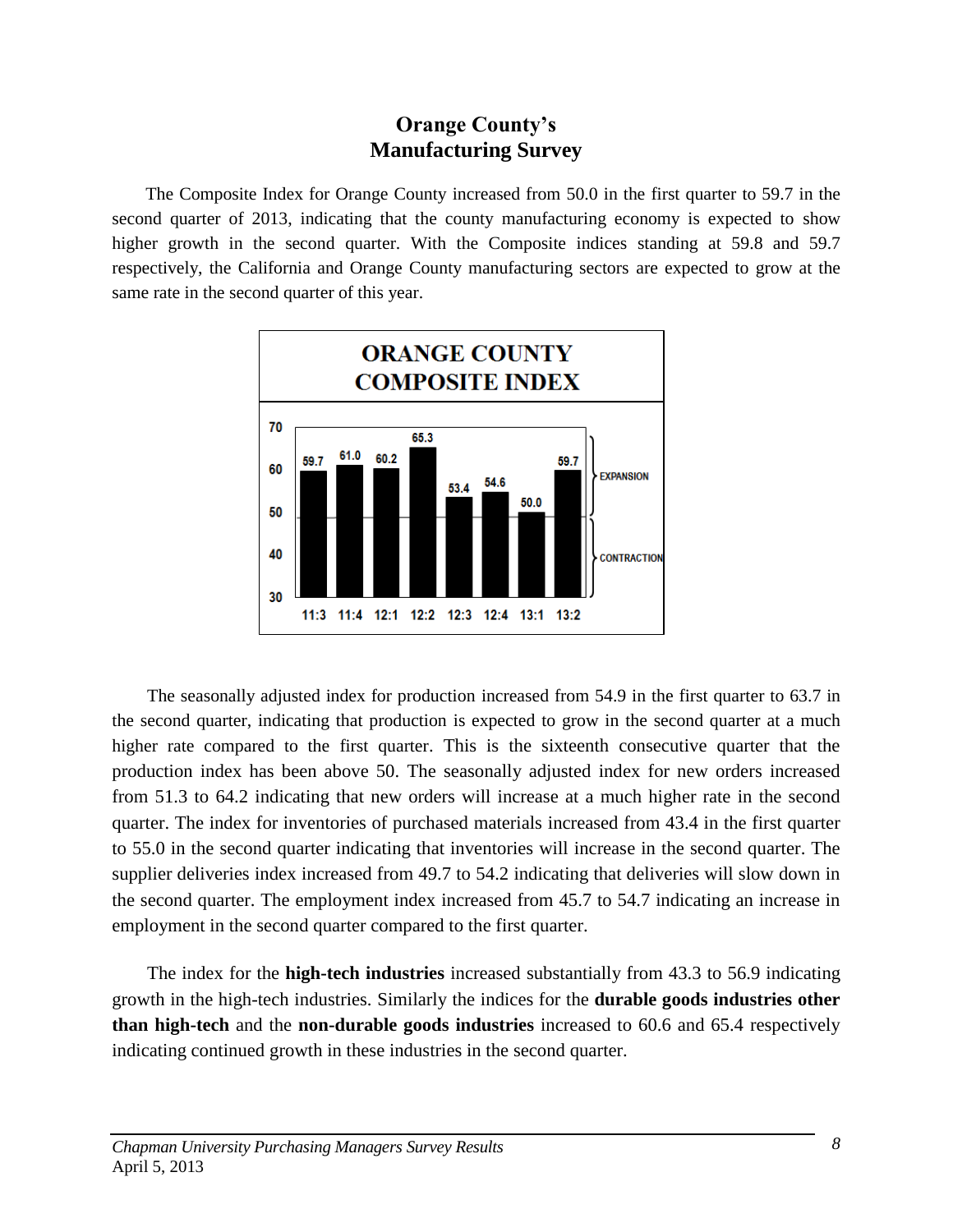# Orange County's Manufacturing Survey

The Composite Index for Orange County increased from 50.0 in the first quarter to 59.7 in the second quarter of 2013, indicating that the county manufacturing economy is expected to show higher growth in the second quarter. With the Composite indices standing at 59.8 and 59.7 respectively, the California and Orange County manufacturing sectors are expected to grow at the same rate in the second quarter of this year.

**ORANGE COUNTY COMPOSITE INDEX**

| Quarter | 11:3 | 11:4 | 12:1 | 12:2 | 12:3 | 12:4 | 13:1 | 13:2 |
|---|---|---|---|---|---|---|---|---|
| Index | 59.7 | 61.0 | 60.2 | 65.3 | 53.4 | 54.6 | 50.0 | 59.7 |

EXPANSION (above 50) / CONTRACTION (below 50)

The seasonally adjusted index for production increased from 54.9 in the first quarter to 63.7 in the second quarter, indicating that production is expected to grow in the second quarter at a much higher rate compared to the first quarter. This is the sixteenth consecutive quarter that the production index has been above 50. The seasonally adjusted index for new orders increased from 51.3 to 64.2 indicating that new orders will increase at a much higher rate in the second quarter. The index for inventories of purchased materials increased from 43.4 in the first quarter to 55.0 in the second quarter indicating that inventories will increase in the second quarter. The supplier deliveries index increased from 49.7 to 54.2 indicating that deliveries will slow down in the second quarter. The employment index increased from 45.7 to 54.7 indicating an increase in employment in the second quarter compared to the first quarter.

The index for the **high-tech industries** increased substantially from 43.3 to 56.9 indicating growth in the high-tech industries. Similarly the indices for the **durable goods industries other than high-tech** and the **non-durable goods industries** increased to 60.6 and 65.4 respectively indicating continued growth in these industries in the second quarter.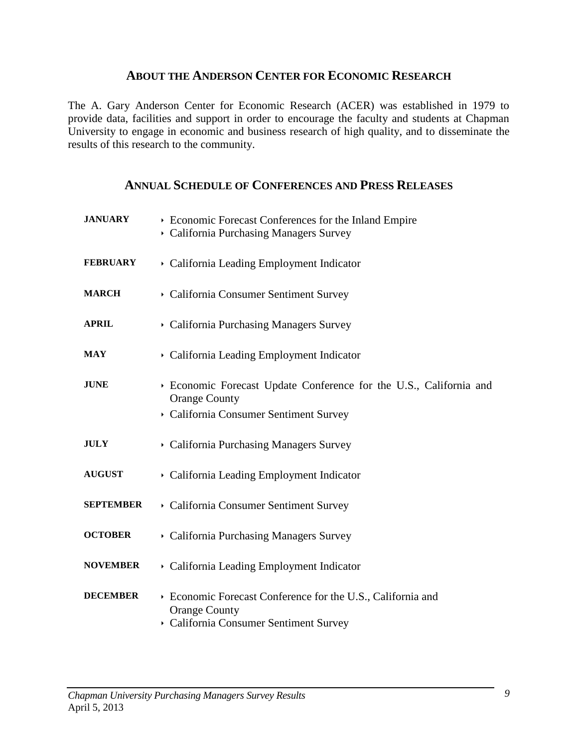## About the Anderson Center for Economic Research

The A. Gary Anderson Center for Economic Research (ACER) was established in 1979 to provide data, facilities and support in order to encourage the faculty and students at Chapman University to engage in economic and business research of high quality, and to disseminate the results of this research to the community.

## Annual Schedule of Conferences and Press Releases

**JANUARY**
- Economic Forecast Conferences for the Inland Empire
- California Purchasing Managers Survey

**FEBRUARY**
- California Leading Employment Indicator

**MARCH**
- California Consumer Sentiment Survey

**APRIL**
- California Purchasing Managers Survey

**MAY**
- California Leading Employment Indicator

**JUNE**
- Economic Forecast Update Conference for the U.S., California and Orange County
- California Consumer Sentiment Survey

**JULY**
- California Purchasing Managers Survey

**AUGUST**
- California Leading Employment Indicator

**SEPTEMBER**
- California Consumer Sentiment Survey

**OCTOBER**
- California Purchasing Managers Survey

**NOVEMBER**
- California Leading Employment Indicator

**DECEMBER**
- Economic Forecast Conference for the U.S., California and Orange County
- California Consumer Sentiment Survey